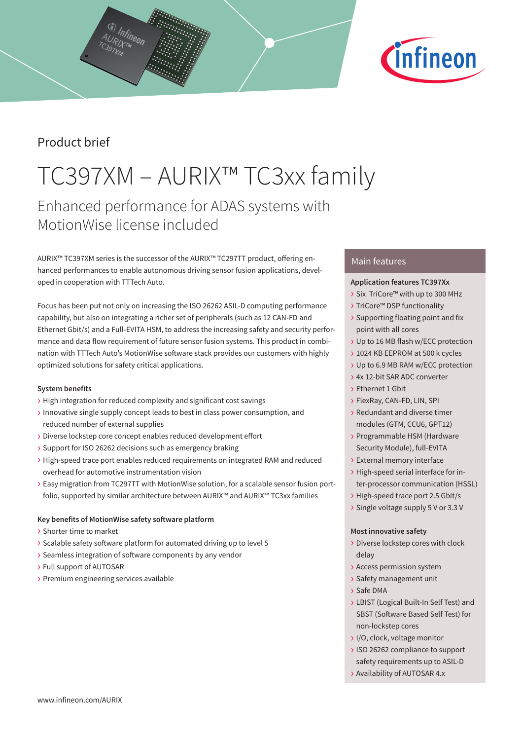Product brief

# TC397XM – AURIX™ TC3xx family

## Enhanced performance for ADAS systems with MotionWise license included

AURIX™ TC397XM series is the successor of the AURIX™ TC297TT product, offering enhanced performances to enable autonomous driving sensor fusion applications, developed in cooperation with TTTech Auto.

Focus has been put not only on increasing the ISO 26262 ASIL-D computing performance capability, but also on integrating a richer set of peripherals (such as 12 CAN-FD and Ethernet Gbit/s) and a Full-EVITA HSM, to address the increasing safety and security performance and data flow requirement of future sensor fusion systems. This product in combination with TTTech Auto's MotionWise software stack provides our customers with highly optimized solutions for safety critical applications.

### System benefits

- High integration for reduced complexity and significant cost savings
- Innovative single supply concept leads to best in class power consumption, and reduced number of external supplies
- Diverse lockstep core concept enables reduced development effort
- Support for ISO 26262 decisions such as emergency braking
- High-speed trace port enables reduced requirements on integrated RAM and reduced overhead for automotive instrumentation vision
- Easy migration from TC297TT with MotionWise solution, for a scalable sensor fusion portfolio, supported by similar architecture between AURIX™ and AURIX™ TC3xx families

### Key benefits of MotionWise safety software platform

- Shorter time to market
- Scalable safety software platform for automated driving up to level 5
- Seamless integration of software components by any vendor
- Full support of AUTOSAR
- Premium engineering services available

## Main features

### Application features TC397Xx

- Six TriCore™ with up to 300 MHz
- TriCore™ DSP functionality
- Supporting floating point and fix point with all cores
- Up to 16 MB flash w/ECC protection
- 1024 KB EEPROM at 500 k cycles
- Up to 6.9 MB RAM w/ECC protection
- 4x 12-bit SAR ADC converter
- Ethernet 1 Gbit
- FlexRay, CAN-FD, LIN, SPI
- Redundant and diverse timer modules (GTM, CCU6, GPT12)
- Programmable HSM (Hardware Security Module), full-EVITA
- External memory interface
- High-speed serial interface for inter-processor communication (HSSL)
- High-speed trace port 2.5 Gbit/s
- Single voltage supply 5 V or 3.3 V

### Most innovative safety

- Diverse lockstep cores with clock delay
- Access permission system
- Safety management unit
- Safe DMA
- LBIST (Logical Built-In Self Test) and SBST (Software Based Self Test) for non-lockstep cores
- I/O, clock, voltage monitor
- ISO 26262 compliance to support safety requirements up to ASIL-D
- Availability of AUTOSAR 4.x

www.infineon.com/AURIX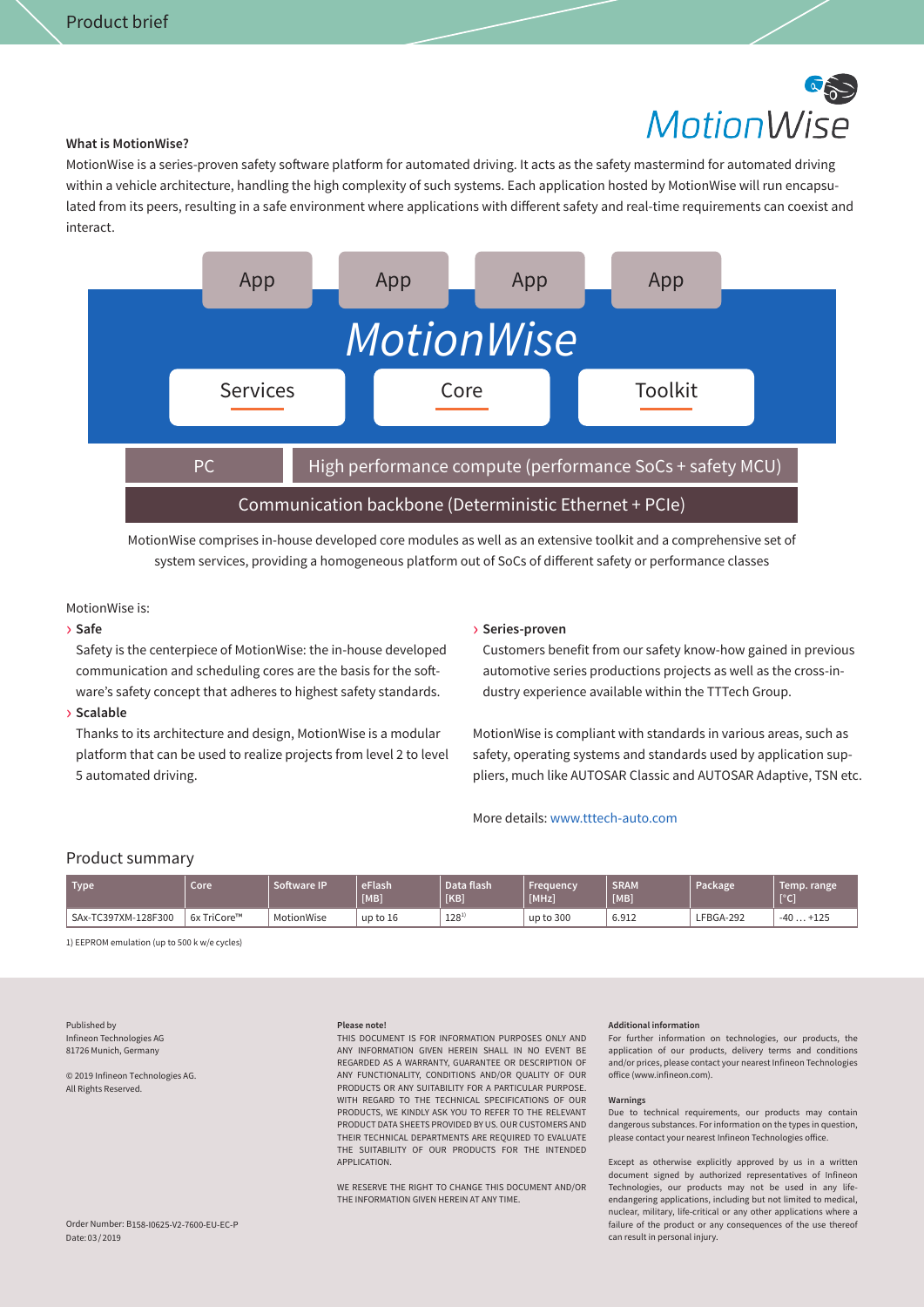Product brief

MotionWise

### What is MotionWise?

MotionWise is a series-proven safety software platform for automated driving. It acts as the safety mastermind for automated driving within a vehicle architecture, handling the high complexity of such systems. Each application hosted by MotionWise will run encapsulated from its peers, resulting in a safe environment where applications with different safety and real-time requirements can coexist and interact.

App
App
App
App
MotionWise
Services
Core
Toolkit
PC
High performance compute (performance SoCs + safety MCU)
Communication backbone (Deterministic Ethernet + PCIe)

MotionWise comprises in-house developed core modules as well as an extensive toolkit and a comprehensive set of system services, providing a homogeneous platform out of SoCs of different safety or performance classes

MotionWise is:

- **Safe**
  Safety is the centerpiece of MotionWise: the in-house developed communication and scheduling cores are the basis for the software's safety concept that adheres to highest safety standards.
- **Scalable**
  Thanks to its architecture and design, MotionWise is a modular platform that can be used to realize projects from level 2 to level 5 automated driving.
- **Series-proven**
  Customers benefit from our safety know-how gained in previous automotive series productions projects as well as the cross-industry experience available within the TTTech Group.

MotionWise is compliant with standards in various areas, such as safety, operating systems and standards used by application suppliers, much like AUTOSAR Classic and AUTOSAR Adaptive, TSN etc.

More details: www.tttech-auto.com

## Product summary

| Type | Core | Software IP | eFlash [MB] | Data flash [KB] | Frequency [MHz] | SRAM [MB] | Package | Temp. range [°C] |
|---|---|---|---|---|---|---|---|---|
| SAx-TC397XM-128F300 | 6x TriCore™ | MotionWise | up to 16 | 128[1] | up to 300 | 6.912 | LFBGA-292 | -40 … +125 |

1) EEPROM emulation (up to 500 k w/e cycles)

Published by
Infineon Technologies AG
81726 Munich, Germany

© 2019 Infineon Technologies AG.
All Rights Reserved.

Order Number: B158-I0625-V2-7600-EU-EC-P
Date: 03 / 2019

**Please note!**
THIS DOCUMENT IS FOR INFORMATION PURPOSES ONLY AND ANY INFORMATION GIVEN HEREIN SHALL IN NO EVENT BE REGARDED AS A WARRANTY, GUARANTEE OR DESCRIPTION OF ANY FUNCTIONALITY, CONDITIONS AND/OR QUALITY OF OUR PRODUCTS OR ANY SUITABILITY FOR A PARTICULAR PURPOSE. WITH REGARD TO THE TECHNICAL SPECIFICATIONS OF OUR PRODUCTS, WE KINDLY ASK YOU TO REFER TO THE RELEVANT PRODUCT DATA SHEETS PROVIDED BY US. OUR CUSTOMERS AND THEIR TECHNICAL DEPARTMENTS ARE REQUIRED TO EVALUATE THE SUITABILITY OF OUR PRODUCTS FOR THE INTENDED APPLICATION.

WE RESERVE THE RIGHT TO CHANGE THIS DOCUMENT AND/OR THE INFORMATION GIVEN HEREIN AT ANY TIME.

**Additional information**
For further information on technologies, our products, the application of our products, delivery terms and conditions and/or prices, please contact your nearest Infineon Technologies office (www.infineon.com).

**Warnings**
Due to technical requirements, our products may contain dangerous substances. For information on the types in question, please contact your nearest Infineon Technologies office.

Except as otherwise explicitly approved by us in a written document signed by authorized representatives of Infineon Technologies, our products may not be used in any life-endangering applications, including but not limited to medical, nuclear, military, life-critical or any other applications where a failure of the product or any consequences of the use thereof can result in personal injury.